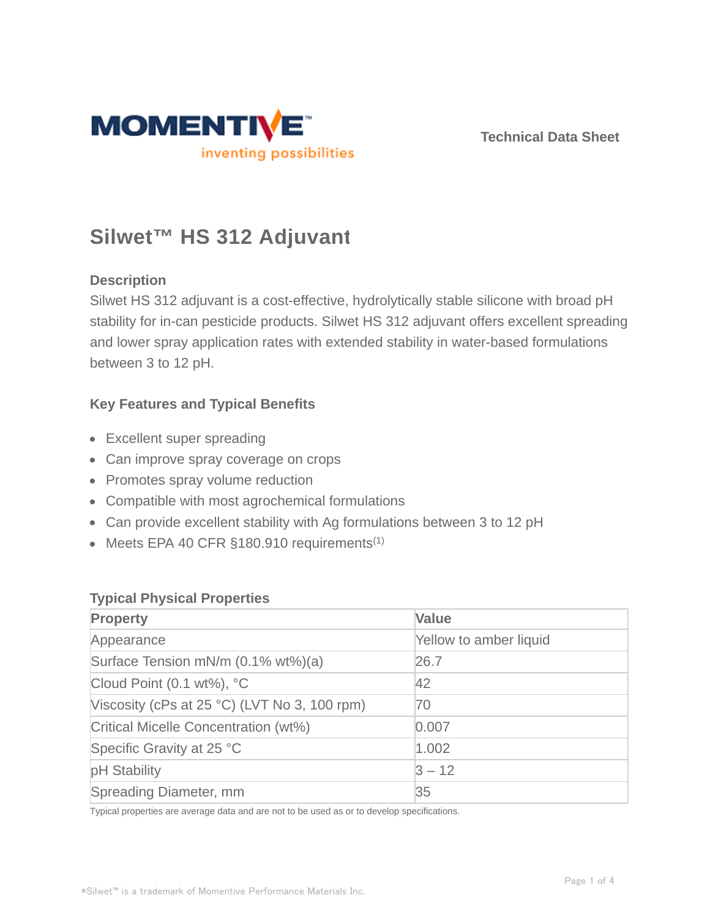MOMENTIVE™
inventing possibilities

Technical Data Sheet

# Silwet™ HS 312 Adjuvant

### Description

Silwet HS 312 adjuvant is a cost-effective, hydrolytically stable silicone with broad pH stability for in-can pesticide products. Silwet HS 312 adjuvant offers excellent spreading and lower spray application rates with extended stability in water-based formulations between 3 to 12 pH.

### Key Features and Typical Benefits

- Excellent super spreading
- Can improve spray coverage on crops
- Promotes spray volume reduction
- Compatible with most agrochemical formulations
- Can provide excellent stability with Ag formulations between 3 to 12 pH
- Meets EPA 40 CFR §180.910 requirements[1]

### Typical Physical Properties

| Property | Value |
|---|---|
| Appearance | Yellow to amber liquid |
| Surface Tension mN/m (0.1% wt%)(a) | 26.7 |
| Cloud Point (0.1 wt%), °C | 42 |
| Viscosity (cPs at 25 °C) (LVT No 3, 100 rpm) | 70 |
| Critical Micelle Concentration (wt%) | 0.007 |
| Specific Gravity at 25 °C | 1.002 |
| pH Stability | 3 – 12 |
| Spreading Diameter, mm | 35 |

Typical properties are average data and are not to be used as or to develop specifications.

*Silwet™ is a trademark of Momentive Performance Materials Inc.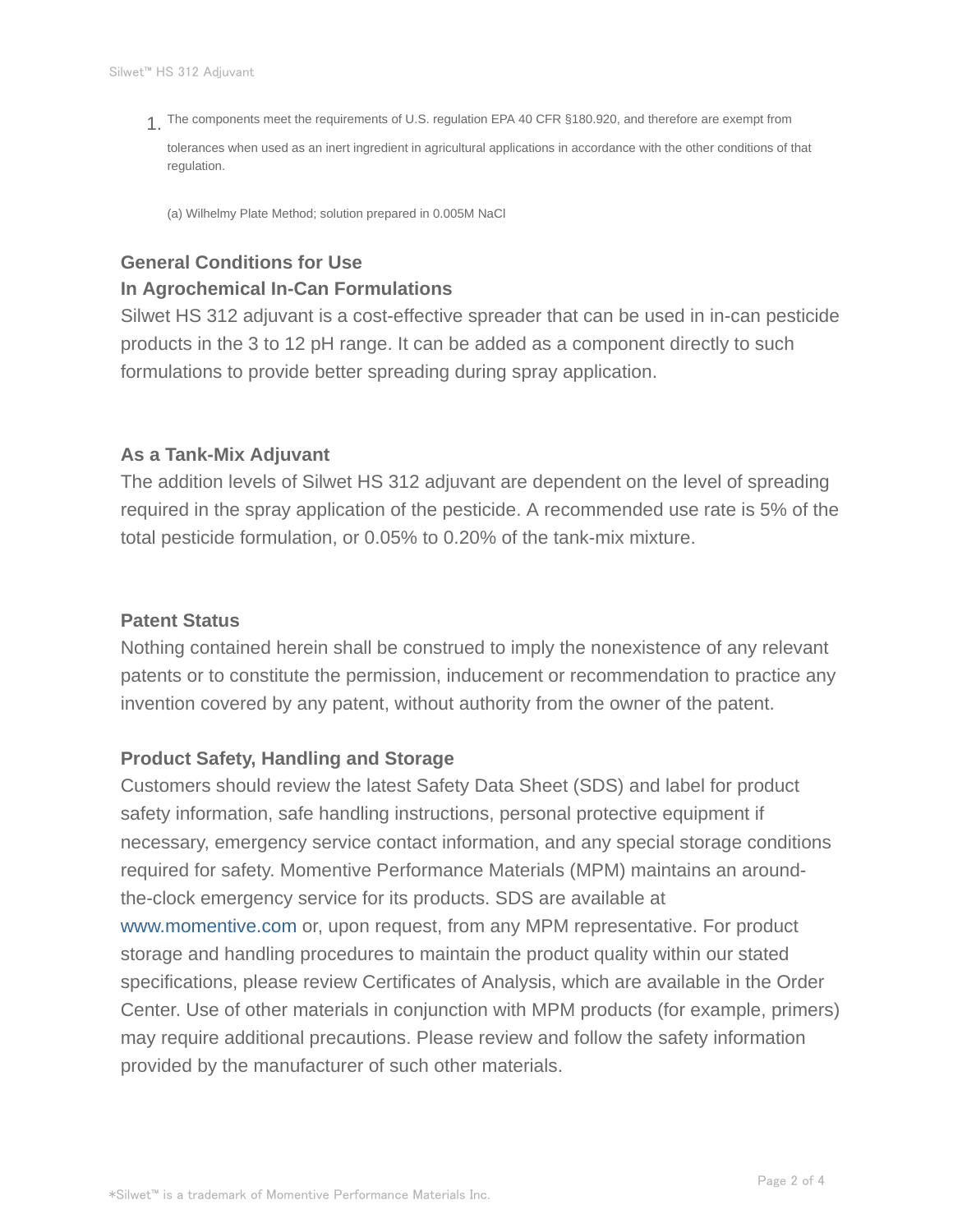1. The components meet the requirements of U.S. regulation EPA 40 CFR §180.920, and therefore are exempt from tolerances when used as an inert ingredient in agricultural applications in accordance with the other conditions of that regulation.

(a) Wilhelmy Plate Method; solution prepared in 0.005M NaCl

## General Conditions for Use

### In Agrochemical In-Can Formulations

Silwet HS 312 adjuvant is a cost-effective spreader that can be used in in-can pesticide products in the 3 to 12 pH range. It can be added as a component directly to such formulations to provide better spreading during spray application.

### As a Tank-Mix Adjuvant

The addition levels of Silwet HS 312 adjuvant are dependent on the level of spreading required in the spray application of the pesticide. A recommended use rate is 5% of the total pesticide formulation, or 0.05% to 0.20% of the tank-mix mixture.

## Patent Status

Nothing contained herein shall be construed to imply the nonexistence of any relevant patents or to constitute the permission, inducement or recommendation to practice any invention covered by any patent, without authority from the owner of the patent.

## Product Safety, Handling and Storage

Customers should review the latest Safety Data Sheet (SDS) and label for product safety information, safe handling instructions, personal protective equipment if necessary, emergency service contact information, and any special storage conditions required for safety. Momentive Performance Materials (MPM) maintains an around-the-clock emergency service for its products. SDS are available at www.momentive.com or, upon request, from any MPM representative. For product storage and handling procedures to maintain the product quality within our stated specifications, please review Certificates of Analysis, which are available in the Order Center. Use of other materials in conjunction with MPM products (for example, primers) may require additional precautions. Please review and follow the safety information provided by the manufacturer of such other materials.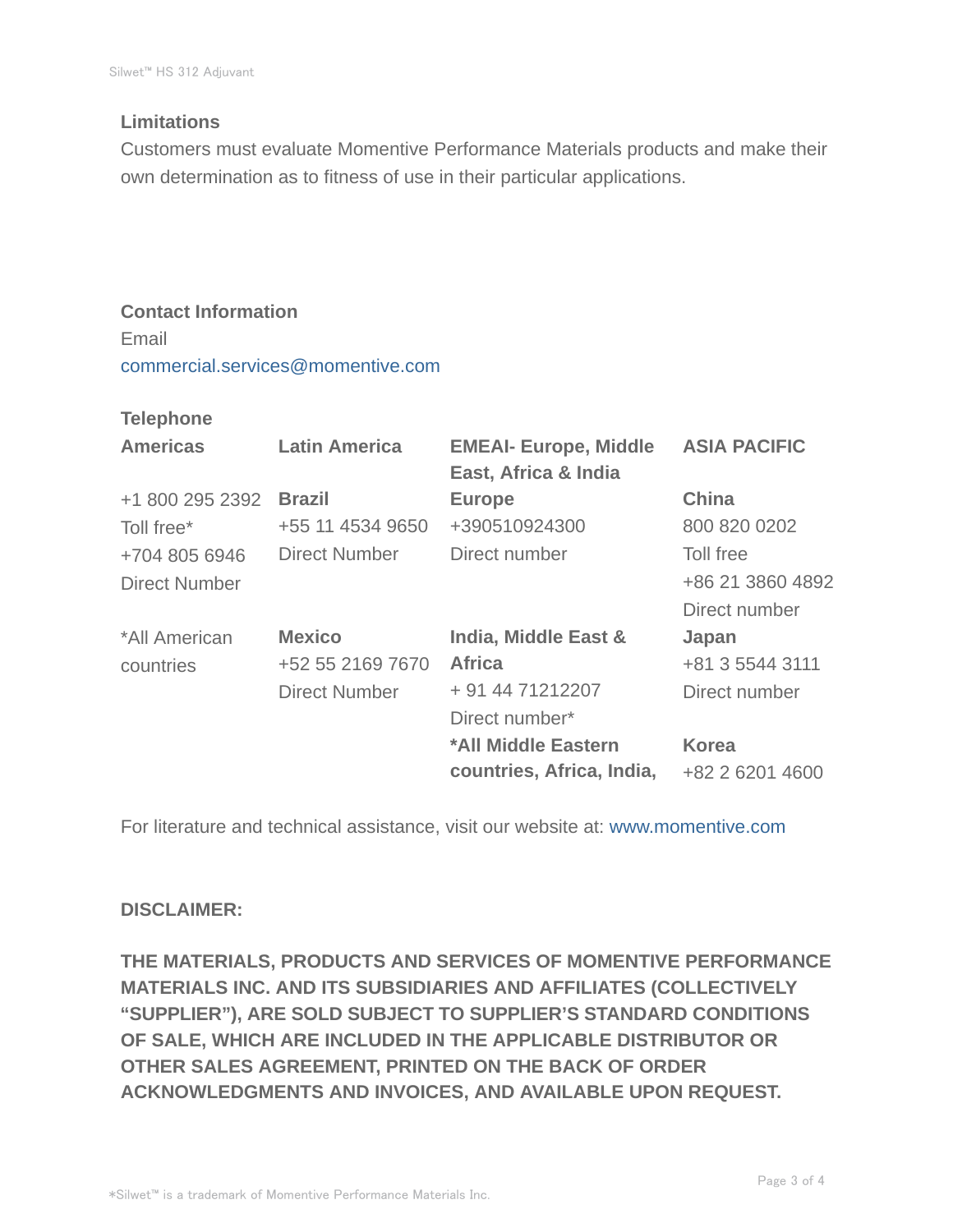### Limitations

Customers must evaluate Momentive Performance Materials products and make their own determination as to fitness of use in their particular applications.

### Contact Information

Email

commercial.services@momentive.com

**Telephone**

| Americas | Latin America | EMEAI- Europe, Middle East, Africa & India | ASIA PACIFIC |
|---|---|---|---|
| +1 800 295 2392<br>Toll free*<br>+704 805 6946<br>Direct Number | **Brazil**<br>+55 11 4534 9650<br>Direct Number | **Europe**<br>+390510924300<br>Direct number | **China**<br>800 820 0202<br>Toll free<br>+86 21 3860 4892<br>Direct number |
| *All American countries | **Mexico**<br>+52 55 2169 7670<br>Direct Number | **India, Middle East & Africa**<br>+ 91 44 71212207<br>Direct number* | **Japan**<br>+81 3 5544 3111<br>Direct number |
| | | ***All Middle Eastern countries, Africa, India,** | **Korea**<br>+82 2 6201 4600 |

For literature and technical assistance, visit our website at: www.momentive.com

**DISCLAIMER:**

**THE MATERIALS, PRODUCTS AND SERVICES OF MOMENTIVE PERFORMANCE MATERIALS INC. AND ITS SUBSIDIARIES AND AFFILIATES (COLLECTIVELY "SUPPLIER"), ARE SOLD SUBJECT TO SUPPLIER'S STANDARD CONDITIONS OF SALE, WHICH ARE INCLUDED IN THE APPLICABLE DISTRIBUTOR OR OTHER SALES AGREEMENT, PRINTED ON THE BACK OF ORDER ACKNOWLEDGMENTS AND INVOICES, AND AVAILABLE UPON REQUEST.**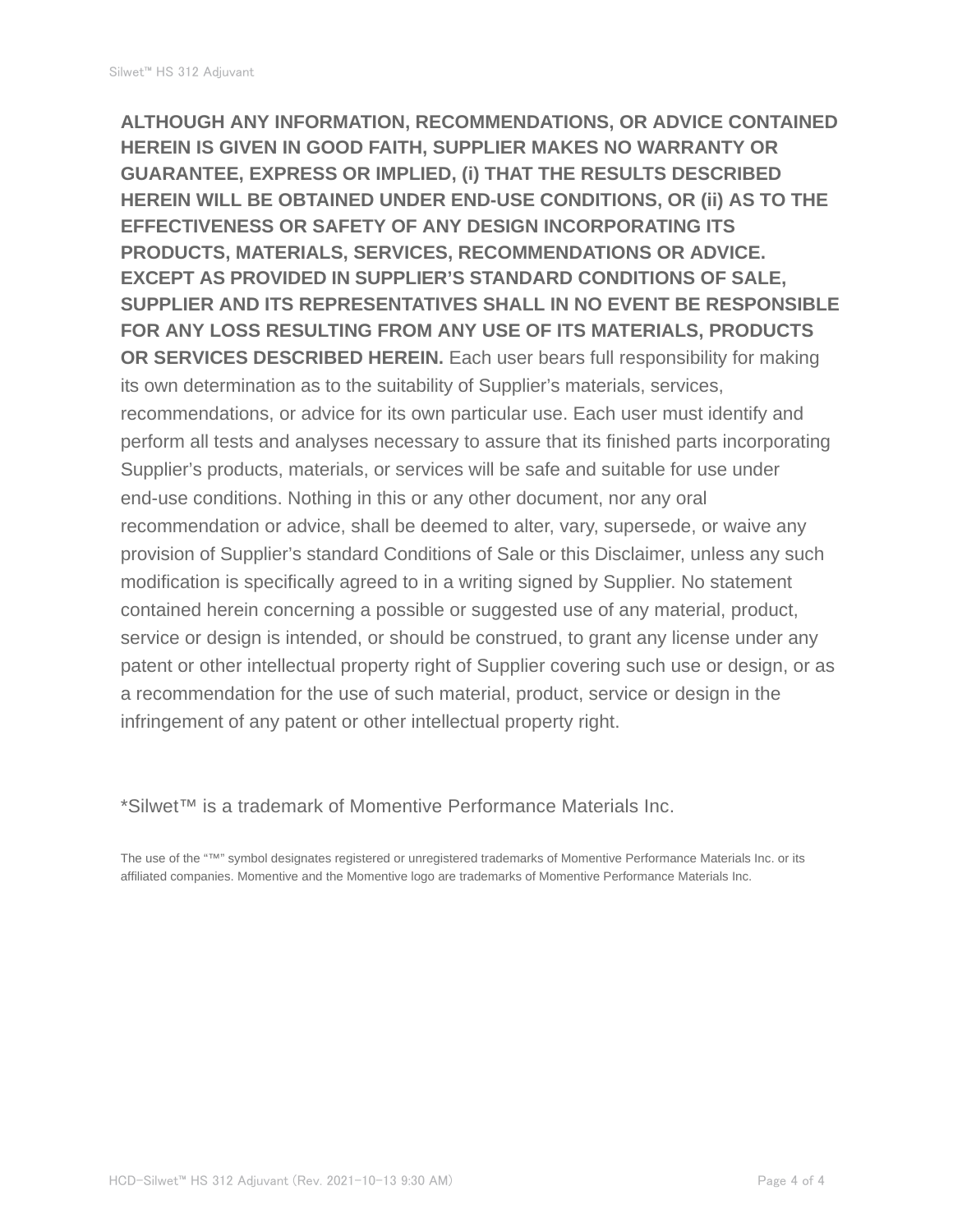**ALTHOUGH ANY INFORMATION, RECOMMENDATIONS, OR ADVICE CONTAINED HEREIN IS GIVEN IN GOOD FAITH, SUPPLIER MAKES NO WARRANTY OR GUARANTEE, EXPRESS OR IMPLIED, (i) THAT THE RESULTS DESCRIBED HEREIN WILL BE OBTAINED UNDER END-USE CONDITIONS, OR (ii) AS TO THE EFFECTIVENESS OR SAFETY OF ANY DESIGN INCORPORATING ITS PRODUCTS, MATERIALS, SERVICES, RECOMMENDATIONS OR ADVICE. EXCEPT AS PROVIDED IN SUPPLIER'S STANDARD CONDITIONS OF SALE, SUPPLIER AND ITS REPRESENTATIVES SHALL IN NO EVENT BE RESPONSIBLE FOR ANY LOSS RESULTING FROM ANY USE OF ITS MATERIALS, PRODUCTS OR SERVICES DESCRIBED HEREIN.** Each user bears full responsibility for making its own determination as to the suitability of Supplier's materials, services, recommendations, or advice for its own particular use. Each user must identify and perform all tests and analyses necessary to assure that its finished parts incorporating Supplier's products, materials, or services will be safe and suitable for use under end-use conditions. Nothing in this or any other document, nor any oral recommendation or advice, shall be deemed to alter, vary, supersede, or waive any provision of Supplier's standard Conditions of Sale or this Disclaimer, unless any such modification is specifically agreed to in a writing signed by Supplier. No statement contained herein concerning a possible or suggested use of any material, product, service or design is intended, or should be construed, to grant any license under any patent or other intellectual property right of Supplier covering such use or design, or as a recommendation for the use of such material, product, service or design in the infringement of any patent or other intellectual property right.

*Silwet™ is a trademark of Momentive Performance Materials Inc.

The use of the "™" symbol designates registered or unregistered trademarks of Momentive Performance Materials Inc. or its affiliated companies. Momentive and the Momentive logo are trademarks of Momentive Performance Materials Inc.